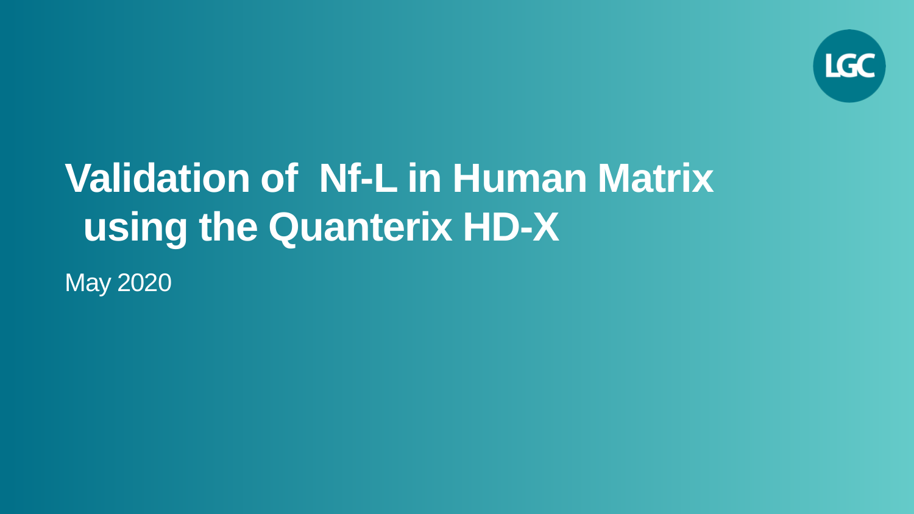# Validation of Nf-L in Human Matrix using the Quanterix HD-X

May 2020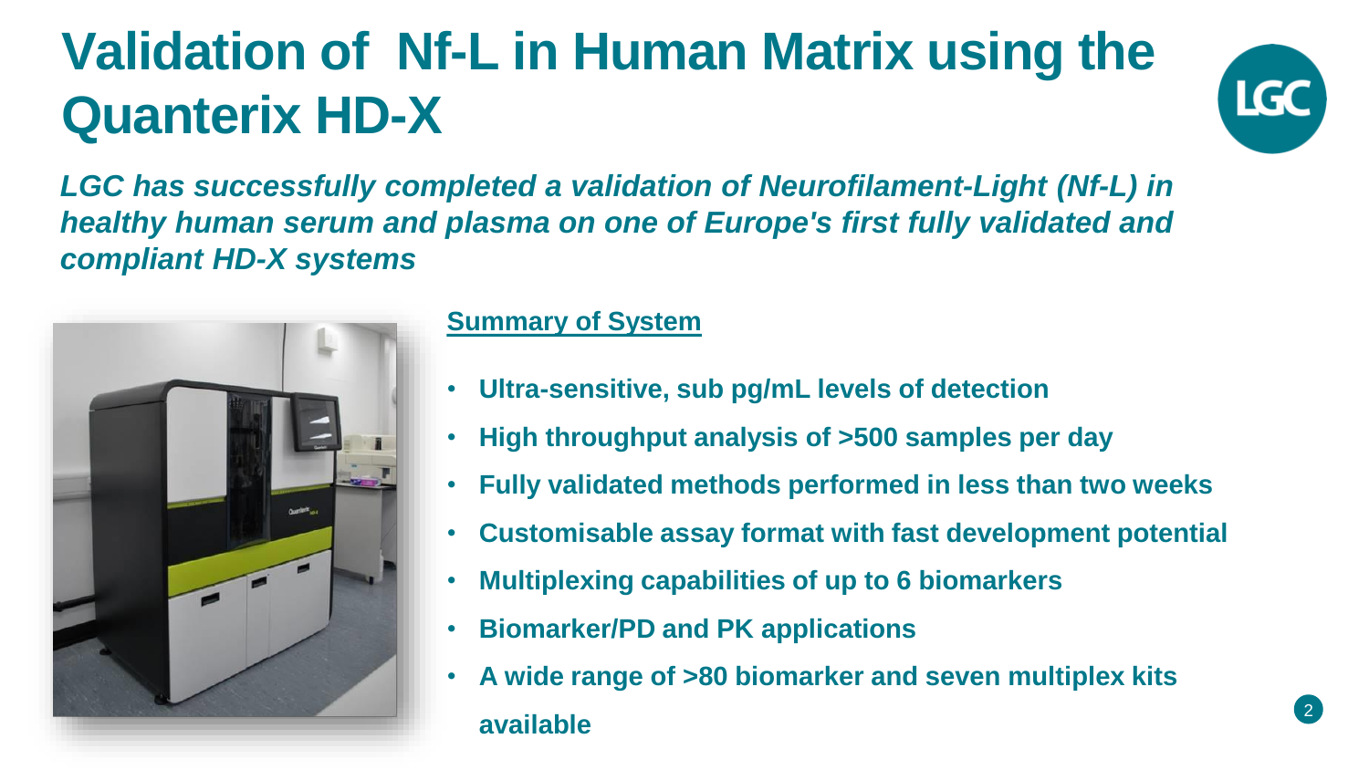# Validation of Nf-L in Human Matrix using the Quanterix HD-X

***LGC has successfully completed a validation of Neurofilament-Light (Nf-L) in healthy human serum and plasma on one of Europe's first fully validated and compliant HD-X systems***

**Summary of System**

- **Ultra-sensitive, sub pg/mL levels of detection**
- **High throughput analysis of >500 samples per day**
- **Fully validated methods performed in less than two weeks**
- **Customisable assay format with fast development potential**
- **Multiplexing capabilities of up to 6 biomarkers**
- **Biomarker/PD and PK applications**
- **A wide range of >80 biomarker and seven multiplex kits available**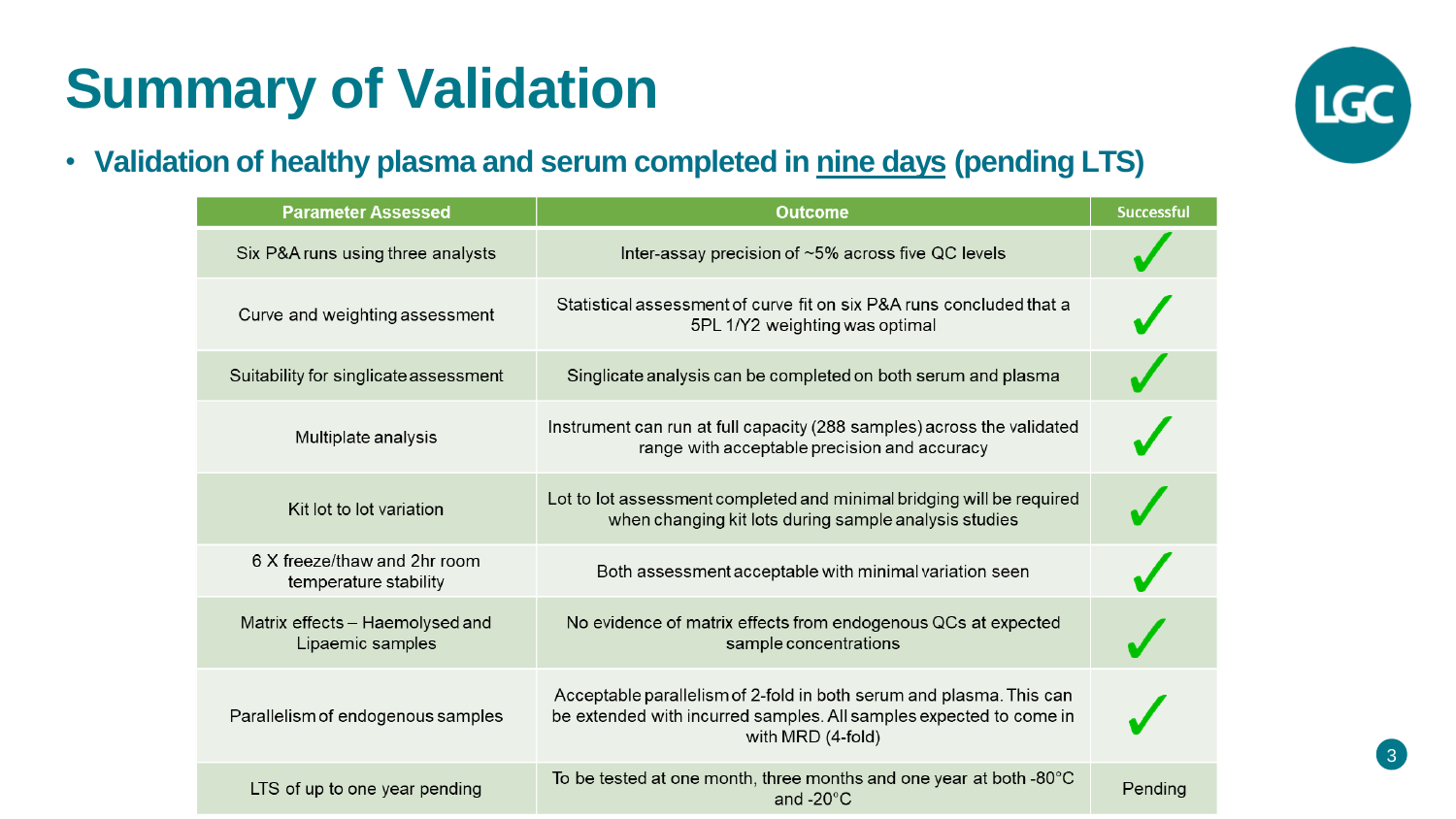# Summary of Validation

- **Validation of healthy plasma and serum completed in nine days (pending LTS)**

| Parameter Assessed | Outcome | Successful |
|---|---|---|
| Six P&A runs using three analysts | Inter-assay precision of ~5% across five QC levels | ✓ |
| Curve and weighting assessment | Statistical assessment of curve fit on six P&A runs concluded that a 5PL 1/Y2 weighting was optimal | ✓ |
| Suitability for singlicate assessment | Singlicate analysis can be completed on both serum and plasma | ✓ |
| Multiplate analysis | Instrument can run at full capacity (288 samples) across the validated range with acceptable precision and accuracy | ✓ |
| Kit lot to lot variation | Lot to lot assessment completed and minimal bridging will be required when changing kit lots during sample analysis studies | ✓ |
| 6 X freeze/thaw and 2hr room temperature stability | Both assessment acceptable with minimal variation seen | ✓ |
| Matrix effects – Haemolysed and Lipaemic samples | No evidence of matrix effects from endogenous QCs at expected sample concentrations | ✓ |
| Parallelism of endogenous samples | Acceptable parallelism of 2-fold in both serum and plasma. This can be extended with incurred samples. All samples expected to come in with MRD (4-fold) | ✓ |
| LTS of up to one year pending | To be tested at one month, three months and one year at both -80°C and -20°C | Pending |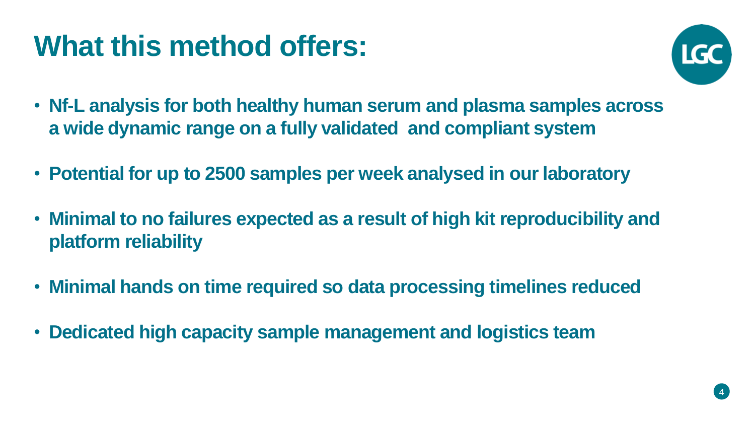# What this method offers:

- **Nf-L analysis for both healthy human serum and plasma samples across a wide dynamic range on a fully validated and compliant system**
- **Potential for up to 2500 samples per week analysed in our laboratory**
- **Minimal to no failures expected as a result of high kit reproducibility and platform reliability**
- **Minimal hands on time required so data processing timelines reduced**
- **Dedicated high capacity sample management and logistics team**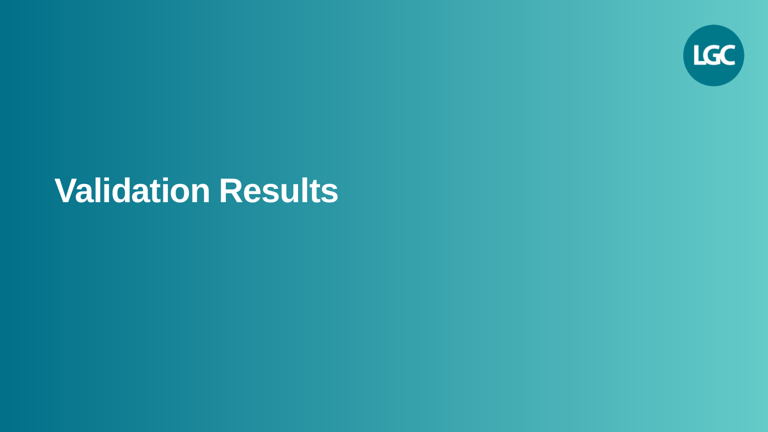# Validation Results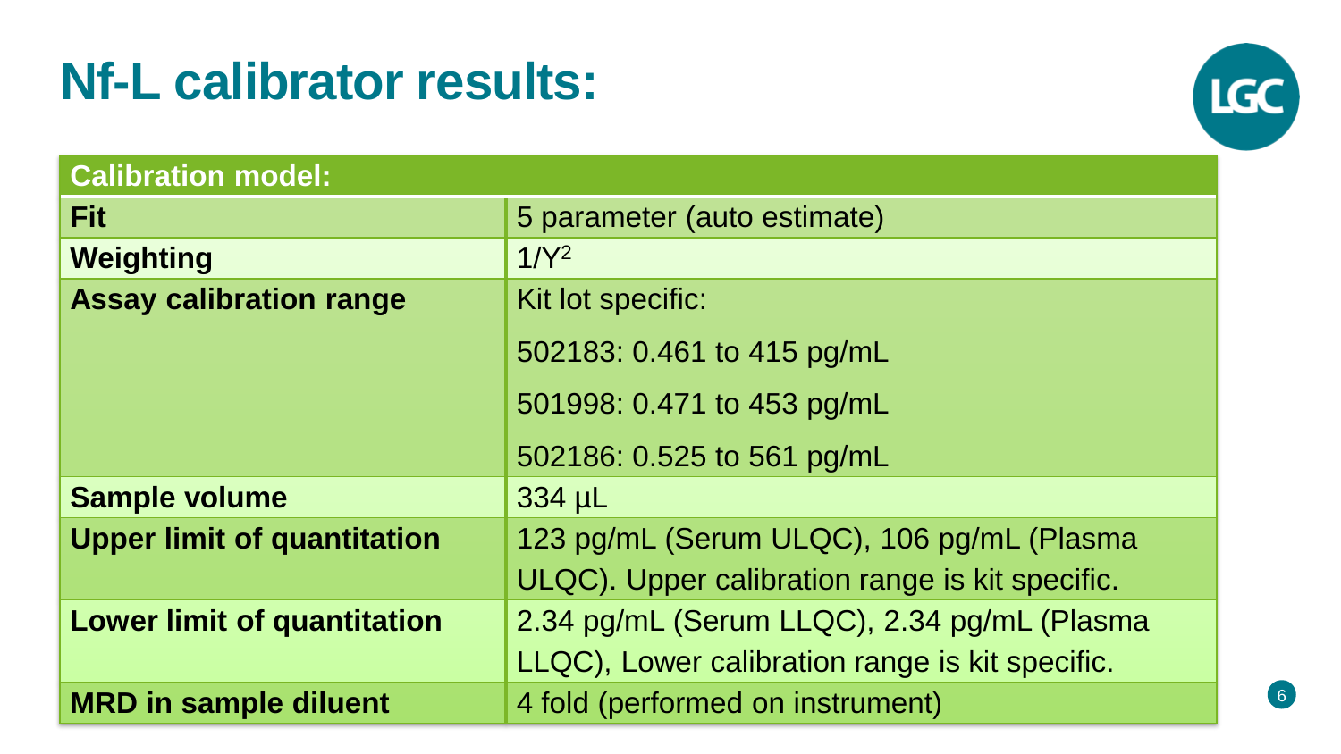# Nf-L calibrator results:

| Calibration model: | |
|---|---|
| **Fit** | 5 parameter (auto estimate) |
| **Weighting** | $1/Y^2$ |
| **Assay calibration range** | Kit lot specific:<br>502183: 0.461 to 415 pg/mL<br>501998: 0.471 to 453 pg/mL<br>502186: 0.525 to 561 pg/mL |
| **Sample volume** | 334 µL |
| **Upper limit of quantitation** | 123 pg/mL (Serum ULQC), 106 pg/mL (Plasma ULQC). Upper calibration range is kit specific. |
| **Lower limit of quantitation** | 2.34 pg/mL (Serum LLQC), 2.34 pg/mL (Plasma LLQC), Lower calibration range is kit specific. |
| **MRD in sample diluent** | 4 fold (performed on instrument) |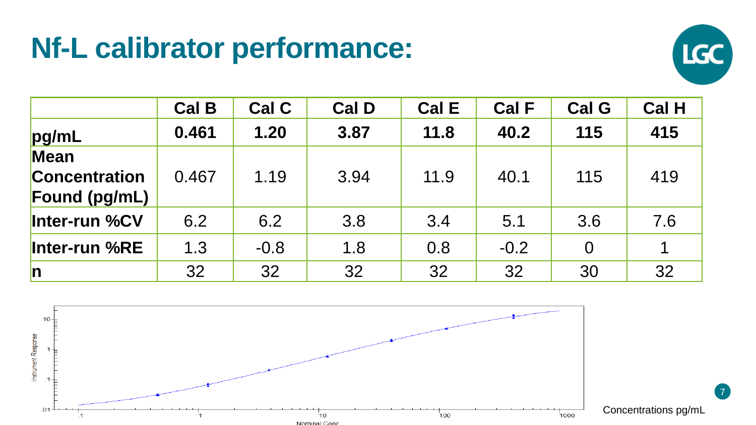# Nf-L calibrator performance:

| | Cal B | Cal C | Cal D | Cal E | Cal F | Cal G | Cal H |
|---|---|---|---|---|---|---|---|
| **pg/mL** | **0.461** | **1.20** | **3.87** | **11.8** | **40.2** | **115** | **415** |
| **Mean Concentration Found (pg/mL)** | 0.467 | 1.19 | 3.94 | 11.9 | 40.1 | 115 | 419 |
| **Inter-run %CV** | 6.2 | 6.2 | 3.8 | 3.4 | 5.1 | 3.6 | 7.6 |
| **Inter-run %RE** | 1.3 | -0.8 | 1.8 | 0.8 | -0.2 | 0 | 1 |
| **n** | 32 | 32 | 32 | 32 | 32 | 30 | 32 |

Instrument Response

Nominal Conc

Concentrations pg/mL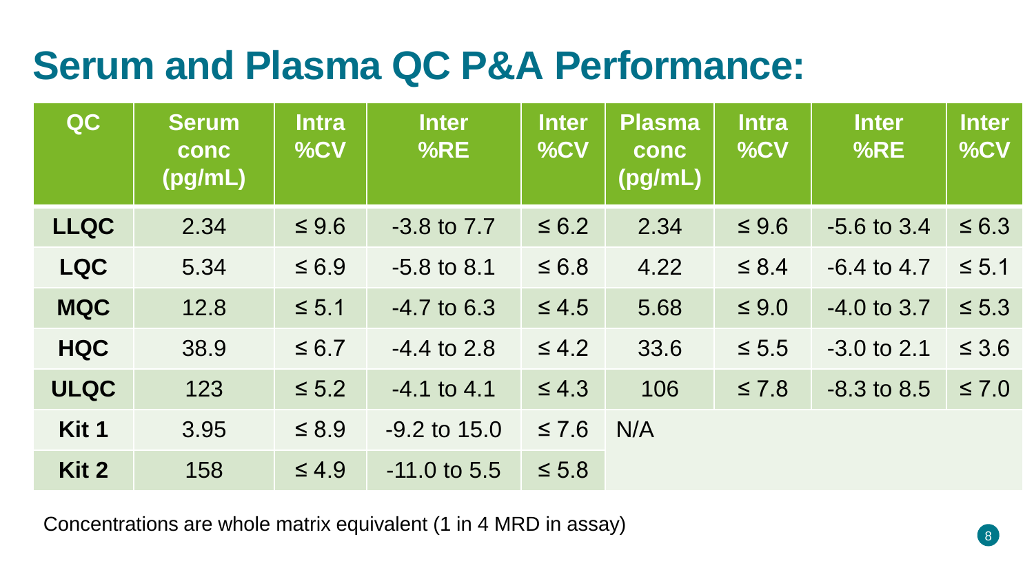# Serum and Plasma QC P&A Performance:

| QC | Serum conc (pg/mL) | Intra %CV | Inter %RE | Inter %CV | Plasma conc (pg/mL) | Intra %CV | Inter %RE | Inter %CV |
|---|---|---|---|---|---|---|---|---|
| **LLQC** | 2.34 | ≤ 9.6 | -3.8 to 7.7 | ≤ 6.2 | 2.34 | ≤ 9.6 | -5.6 to 3.4 | ≤ 6.3 |
| **LQC** | 5.34 | ≤ 6.9 | -5.8 to 8.1 | ≤ 6.8 | 4.22 | ≤ 8.4 | -6.4 to 4.7 | ≤ 5.1 |
| **MQC** | 12.8 | ≤ 5.1 | -4.7 to 6.3 | ≤ 4.5 | 5.68 | ≤ 9.0 | -4.0 to 3.7 | ≤ 5.3 |
| **HQC** | 38.9 | ≤ 6.7 | -4.4 to 2.8 | ≤ 4.2 | 33.6 | ≤ 5.5 | -3.0 to 2.1 | ≤ 3.6 |
| **ULQC** | 123 | ≤ 5.2 | -4.1 to 4.1 | ≤ 4.3 | 106 | ≤ 7.8 | -8.3 to 8.5 | ≤ 7.0 |
| **Kit 1** | 3.95 | ≤ 8.9 | -9.2 to 15.0 | ≤ 7.6 | N/A | | | |
| **Kit 2** | 158 | ≤ 4.9 | -11.0 to 5.5 | ≤ 5.8 | | | | |

Concentrations are whole matrix equivalent (1 in 4 MRD in assay)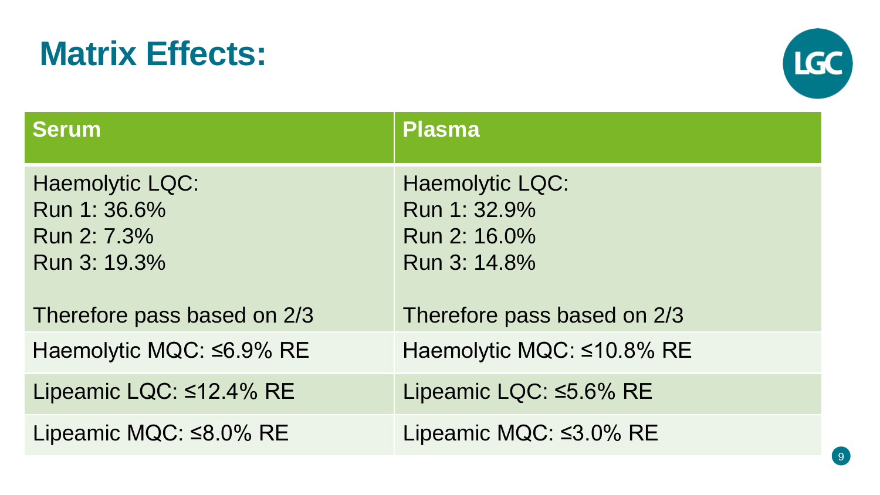# Matrix Effects:

| Serum | Plasma |
|---|---|
| Haemolytic LQC:<br>Run 1: 36.6%<br>Run 2: 7.3%<br>Run 3: 19.3%<br><br>Therefore pass based on 2/3 | Haemolytic LQC:<br>Run 1: 32.9%<br>Run 2: 16.0%<br>Run 3: 14.8%<br><br>Therefore pass based on 2/3 |
| Haemolytic MQC: ≤6.9% RE | Haemolytic MQC: ≤10.8% RE |
| Lipeamic LQC: ≤12.4% RE | Lipeamic LQC: ≤5.6% RE |
| Lipeamic MQC: ≤8.0% RE | Lipeamic MQC: ≤3.0% RE |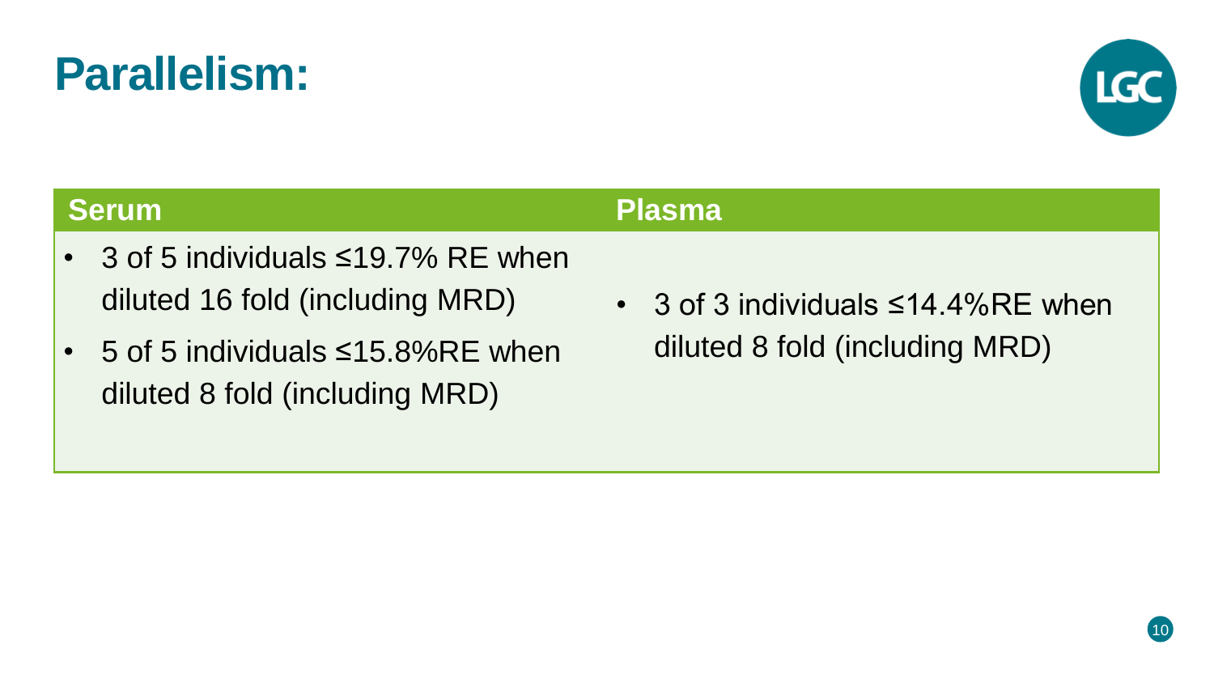# Parallelism:

| Serum | Plasma |
| --- | --- |
| • 3 of 5 individuals ≤19.7% RE when diluted 16 fold (including MRD)<br>• 5 of 5 individuals ≤15.8%RE when diluted 8 fold (including MRD) | • 3 of 3 individuals ≤14.4%RE when diluted 8 fold (including MRD) |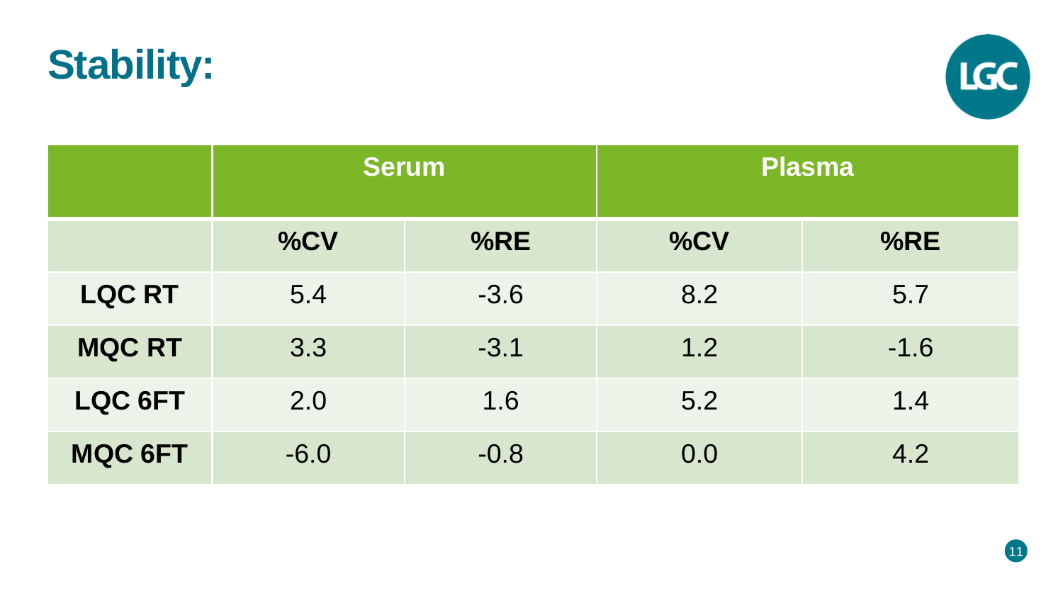# Stability:

| | Serum | | Plasma | |
|---|---|---|---|---|
| | %CV | %RE | %CV | %RE |
| **LQC RT** | 5.4 | -3.6 | 8.2 | 5.7 |
| **MQC RT** | 3.3 | -3.1 | 1.2 | -1.6 |
| **LQC 6FT** | 2.0 | 1.6 | 5.2 | 1.4 |
| **MQC 6FT** | -6.0 | -0.8 | 0.0 | 4.2 |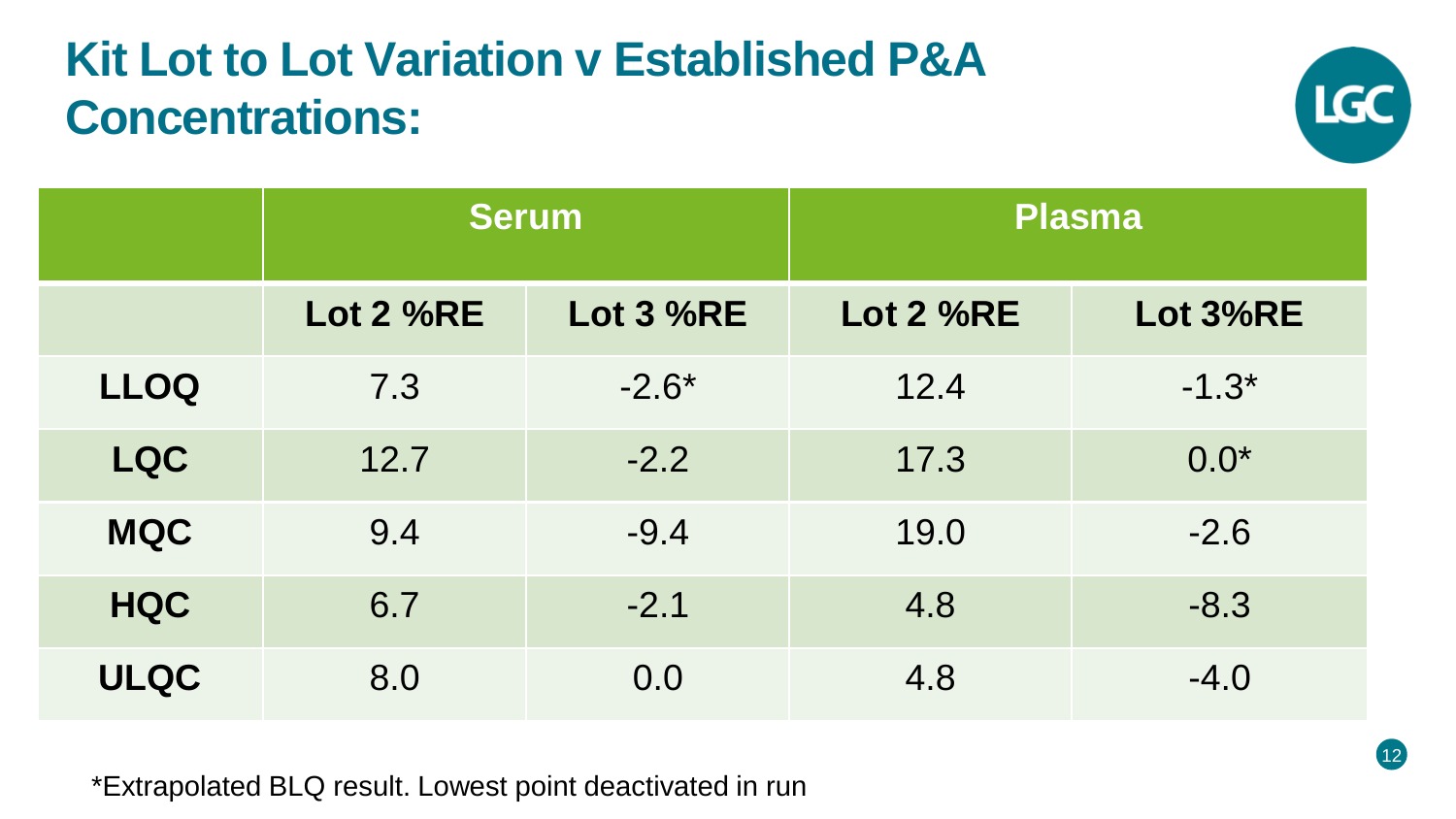# Kit Lot to Lot Variation v Established P&A Concentrations:

| | Serum | | Plasma | |
|---|---|---|---|---|
| | Lot 2 %RE | Lot 3 %RE | Lot 2 %RE | Lot 3%RE |
| LLOQ | 7.3 | -2.6* | 12.4 | -1.3* |
| LQC | 12.7 | -2.2 | 17.3 | 0.0* |
| MQC | 9.4 | -9.4 | 19.0 | -2.6 |
| HQC | 6.7 | -2.1 | 4.8 | -8.3 |
| ULQC | 8.0 | 0.0 | 4.8 | -4.0 |

*Extrapolated BLQ result. Lowest point deactivated in run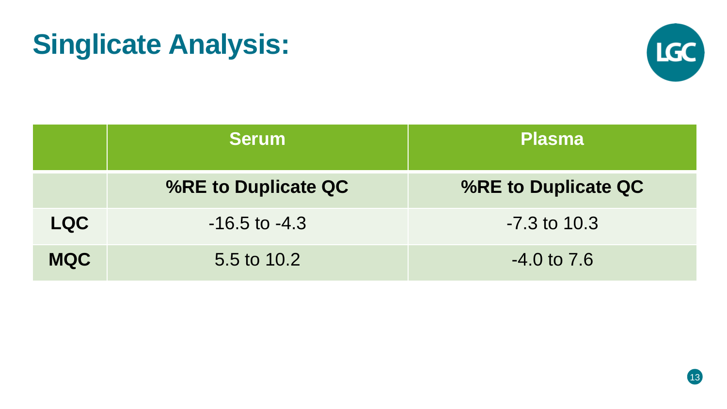# Singlicate Analysis:

| | Serum | Plasma |
|---|---|---|
| | **%RE to Duplicate QC** | **%RE to Duplicate QC** |
| **LQC** | -16.5 to -4.3 | -7.3 to 10.3 |
| **MQC** | 5.5 to 10.2 | -4.0 to 7.6 |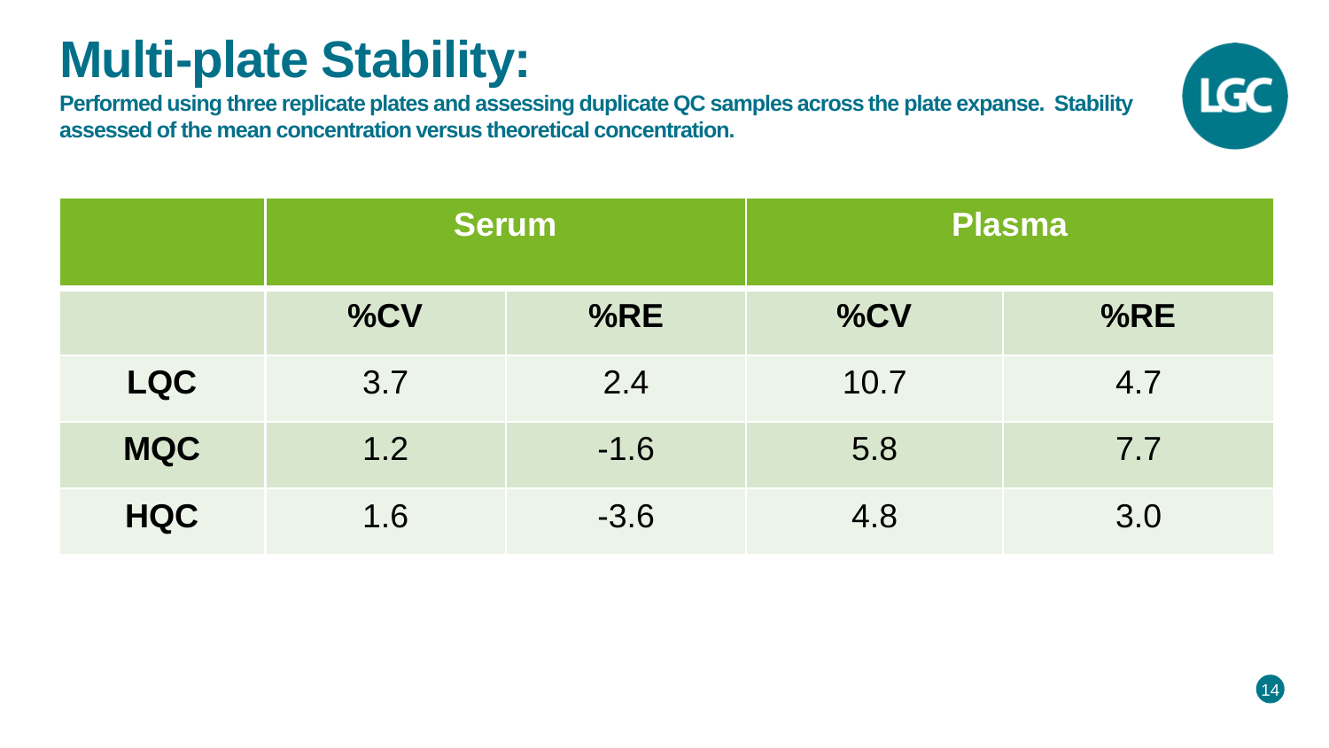# Multi-plate Stability:

**Performed using three replicate plates and assessing duplicate QC samples across the plate expanse. Stability assessed of the mean concentration versus theoretical concentration.**

| | Serum | | Plasma | |
|---|---|---|---|---|
| | %CV | %RE | %CV | %RE |
| LQC | 3.7 | 2.4 | 10.7 | 4.7 |
| MQC | 1.2 | -1.6 | 5.8 | 7.7 |
| HQC | 1.6 | -3.6 | 4.8 | 3.0 |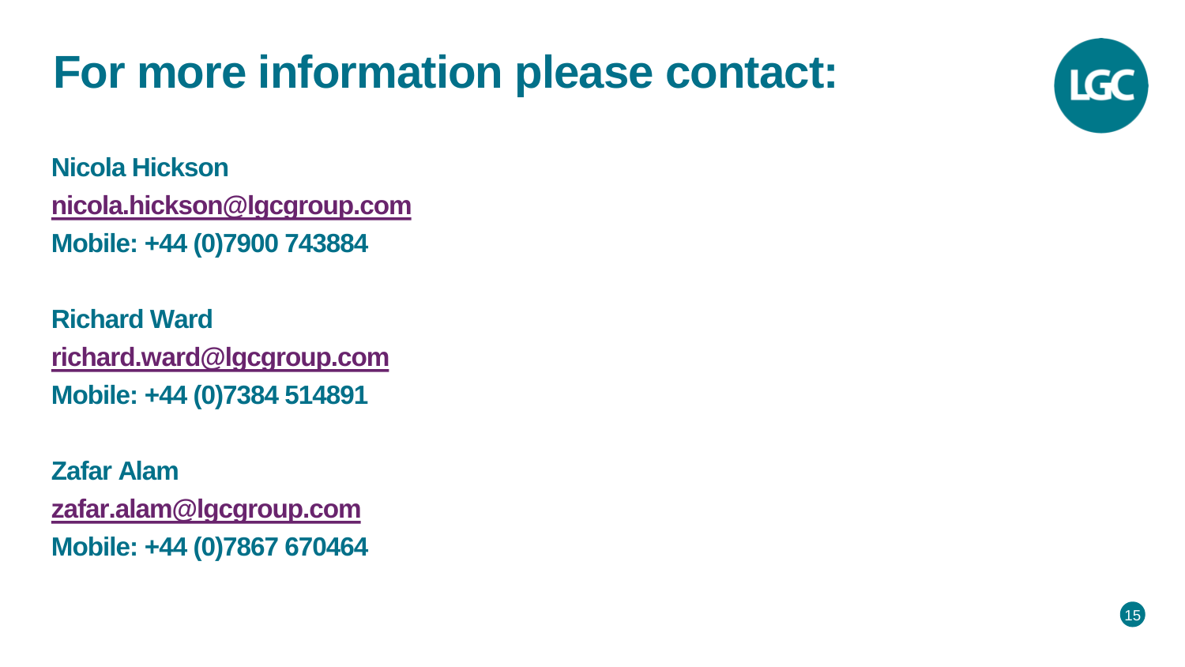# For more information please contact:

**Nicola Hickson**
**nicola.hickson@lgcgroup.com**
**Mobile: +44 (0)7900 743884**

**Richard Ward**
**richard.ward@lgcgroup.com**
**Mobile: +44 (0)7384 514891**

**Zafar Alam**
**zafar.alam@lgcgroup.com**
**Mobile: +44 (0)7867 670464**